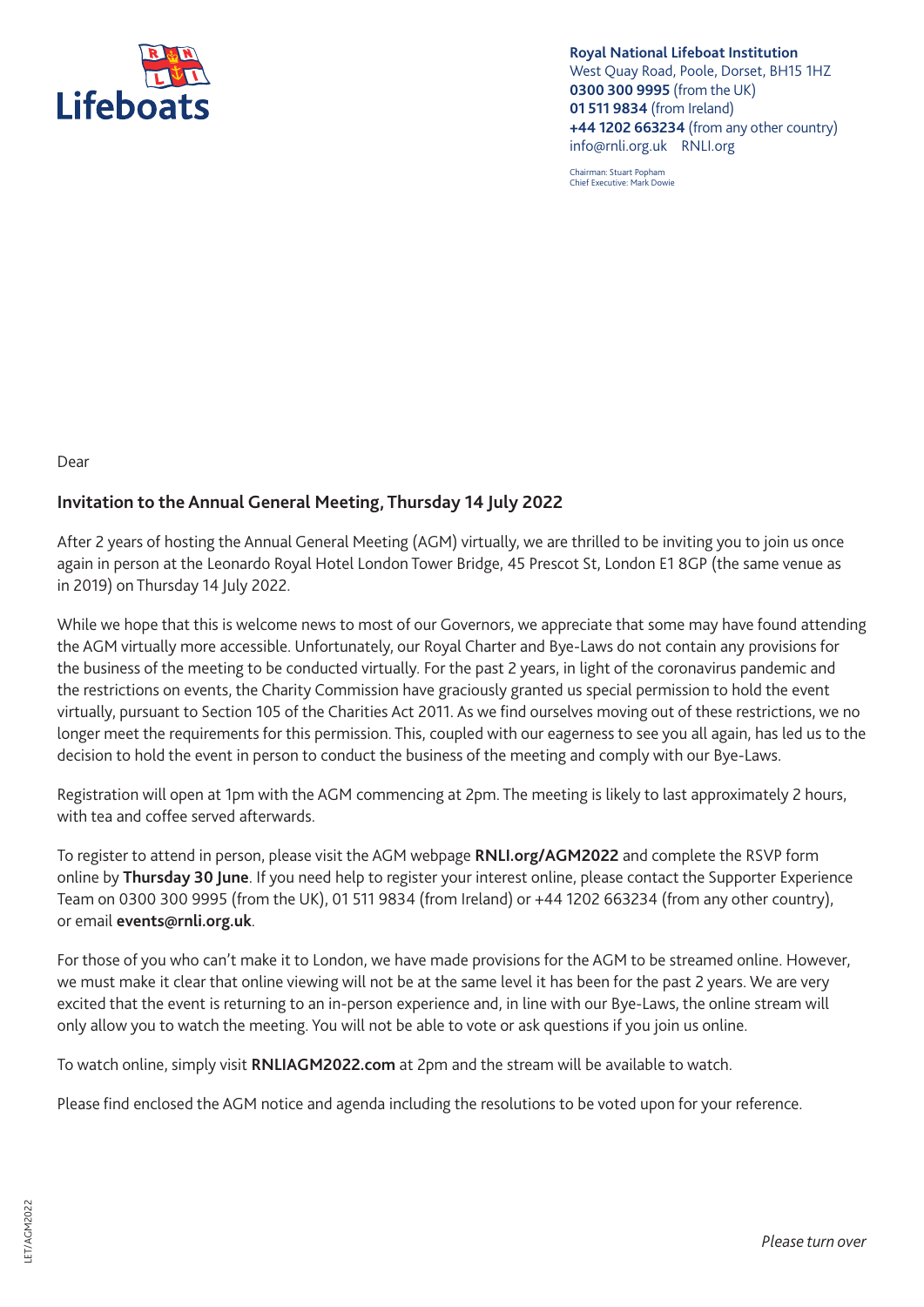Lifeboats

**Royal National Lifeboat Institution**
West Quay Road, Poole, Dorset, BH15 1HZ
**0300 300 9995** (from the UK)
**01 511 9834** (from Ireland)
**+44 1202 663234** (from any other country)
info@rnli.org.uk RNLI.org

Chairman: Stuart Popham
Chief Executive: Mark Dowie

Dear

## Invitation to the Annual General Meeting, Thursday 14 July 2022

After 2 years of hosting the Annual General Meeting (AGM) virtually, we are thrilled to be inviting you to join us once again in person at the Leonardo Royal Hotel London Tower Bridge, 45 Prescot St, London E1 8GP (the same venue as in 2019) on Thursday 14 July 2022.

While we hope that this is welcome news to most of our Governors, we appreciate that some may have found attending the AGM virtually more accessible. Unfortunately, our Royal Charter and Bye-Laws do not contain any provisions for the business of the meeting to be conducted virtually. For the past 2 years, in light of the coronavirus pandemic and the restrictions on events, the Charity Commission have graciously granted us special permission to hold the event virtually, pursuant to Section 105 of the Charities Act 2011. As we find ourselves moving out of these restrictions, we no longer meet the requirements for this permission. This, coupled with our eagerness to see you all again, has led us to the decision to hold the event in person to conduct the business of the meeting and comply with our Bye-Laws.

Registration will open at 1pm with the AGM commencing at 2pm. The meeting is likely to last approximately 2 hours, with tea and coffee served afterwards.

To register to attend in person, please visit the AGM webpage **RNLI.org/AGM2022** and complete the RSVP form online by **Thursday 30 June**. If you need help to register your interest online, please contact the Supporter Experience Team on 0300 300 9995 (from the UK), 01 511 9834 (from Ireland) or +44 1202 663234 (from any other country), or email **events@rnli.org.uk**.

For those of you who can't make it to London, we have made provisions for the AGM to be streamed online. However, we must make it clear that online viewing will not be at the same level it has been for the past 2 years. We are very excited that the event is returning to an in-person experience and, in line with our Bye-Laws, the online stream will only allow you to watch the meeting. You will not be able to vote or ask questions if you join us online.

To watch online, simply visit **RNLIAGM2022.com** at 2pm and the stream will be available to watch.

Please find enclosed the AGM notice and agenda including the resolutions to be voted upon for your reference.

LET/AGM2022

*Please turn over*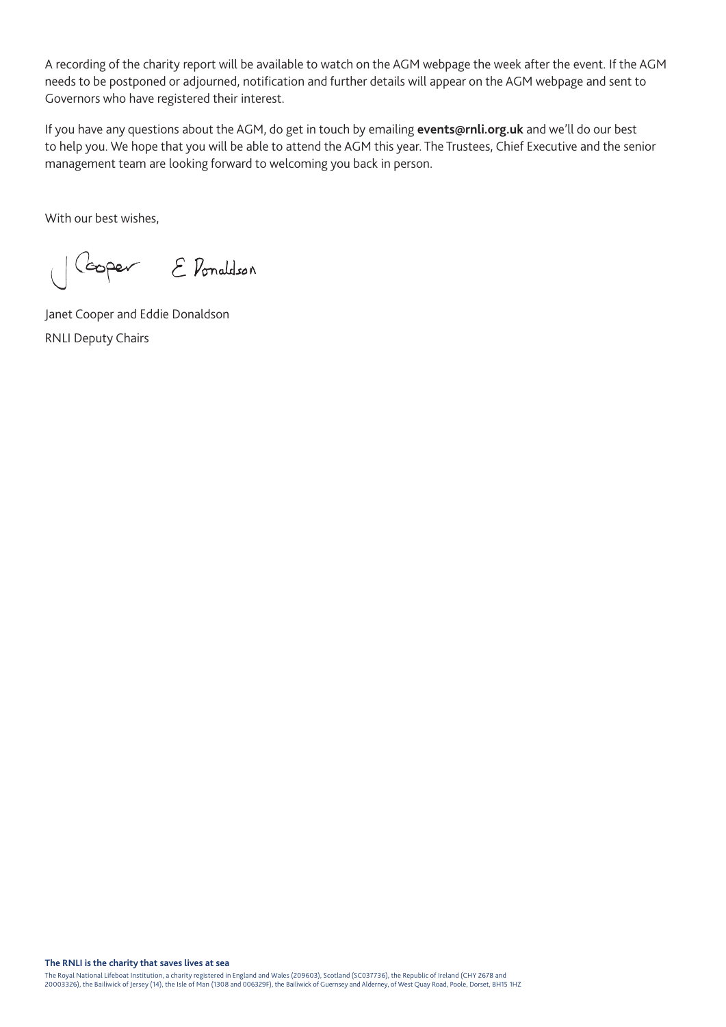A recording of the charity report will be available to watch on the AGM webpage the week after the event. If the AGM needs to be postponed or adjourned, notification and further details will appear on the AGM webpage and sent to Governors who have registered their interest.

If you have any questions about the AGM, do get in touch by emailing **events@rnli.org.uk** and we'll do our best to help you. We hope that you will be able to attend the AGM this year. The Trustees, Chief Executive and the senior management team are looking forward to welcoming you back in person.

With our best wishes,

J Cooper E Donaldson

Janet Cooper and Eddie Donaldson
RNLI Deputy Chairs

**The RNLI is the charity that saves lives at sea**

The Royal National Lifeboat Institution, a charity registered in England and Wales (209603), Scotland (SC037736), the Republic of Ireland (CHY 2678 and 20003326), the Bailiwick of Jersey (14), the Isle of Man (1308 and 006329F), the Bailiwick of Guernsey and Alderney, of West Quay Road, Poole, Dorset, BH15 1HZ